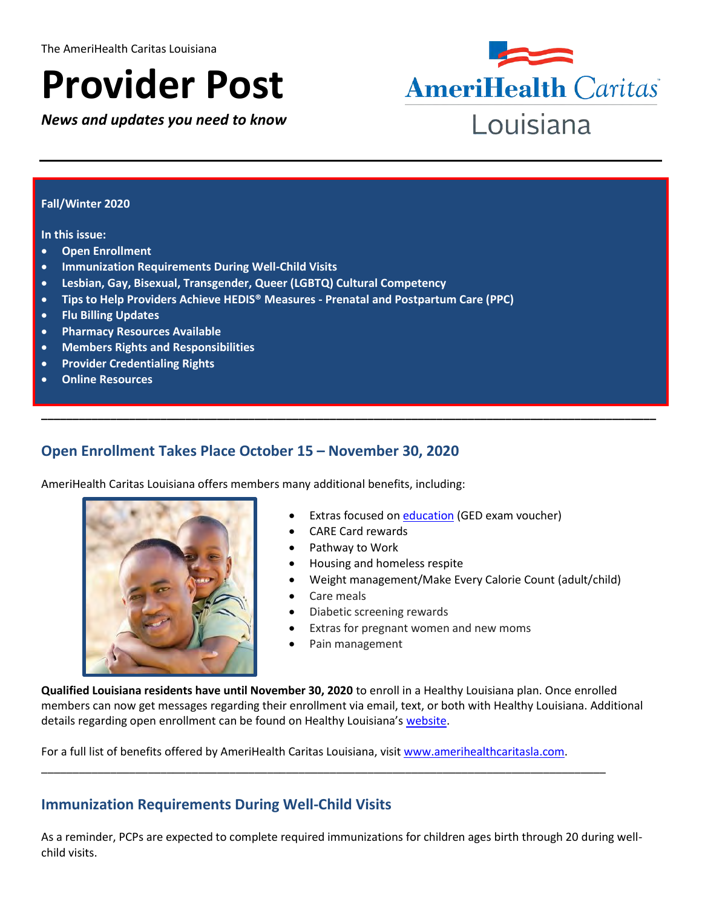The AmeriHealth Caritas Louisiana

# Provider Post

***News and updates you need to know***

AmeriHealth Caritas Louisiana

**Fall/Winter 2020**

**In this issue:**

- **Open Enrollment**
- **Immunization Requirements During Well-Child Visits**
- **Lesbian, Gay, Bisexual, Transgender, Queer (LGBTQ) Cultural Competency**
- **Tips to Help Providers Achieve HEDIS® Measures - Prenatal and Postpartum Care (PPC)**
- **Flu Billing Updates**
- **Pharmacy Resources Available**
- **Members Rights and Responsibilities**
- **Provider Credentialing Rights**
- **Online Resources**

## Open Enrollment Takes Place October 15 – November 30, 2020

AmeriHealth Caritas Louisiana offers members many additional benefits, including:

- Extras focused on education (GED exam voucher)
- CARE Card rewards
- Pathway to Work
- Housing and homeless respite
- Weight management/Make Every Calorie Count (adult/child)
- Care meals
- Diabetic screening rewards
- Extras for pregnant women and new moms
- Pain management

**Qualified Louisiana residents have until November 30, 2020** to enroll in a Healthy Louisiana plan. Once enrolled members can now get messages regarding their enrollment via email, text, or both with Healthy Louisiana. Additional details regarding open enrollment can be found on Healthy Louisiana's website.

For a full list of benefits offered by AmeriHealth Caritas Louisiana, visit www.amerihealthcaritasla.com.

## Immunization Requirements During Well-Child Visits

As a reminder, PCPs are expected to complete required immunizations for children ages birth through 20 during well-child visits.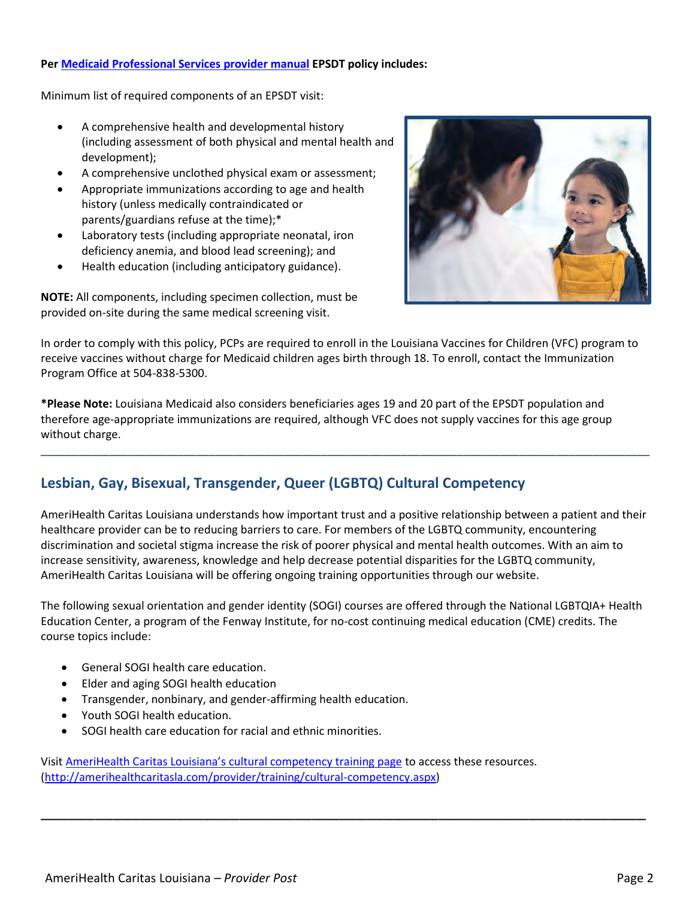**Per [Medicaid Professional Services provider manual](#) EPSDT policy includes:**

Minimum list of required components of an EPSDT visit:

- A comprehensive health and developmental history (including assessment of both physical and mental health and development);
- A comprehensive unclothed physical exam or assessment;
- Appropriate immunizations according to age and health history (unless medically contraindicated or parents/guardians refuse at the time);*
- Laboratory tests (including appropriate neonatal, iron deficiency anemia, and blood lead screening); and
- Health education (including anticipatory guidance).

**NOTE:** All components, including specimen collection, must be provided on-site during the same medical screening visit.

In order to comply with this policy, PCPs are required to enroll in the Louisiana Vaccines for Children (VFC) program to receive vaccines without charge for Medicaid children ages birth through 18. To enroll, contact the Immunization Program Office at 504-838-5300.

***Please Note:** Louisiana Medicaid also considers beneficiaries ages 19 and 20 part of the EPSDT population and therefore age-appropriate immunizations are required, although VFC does not supply vaccines for this age group without charge.

---

## Lesbian, Gay, Bisexual, Transgender, Queer (LGBTQ) Cultural Competency

AmeriHealth Caritas Louisiana understands how important trust and a positive relationship between a patient and their healthcare provider can be to reducing barriers to care. For members of the LGBTQ community, encountering discrimination and societal stigma increase the risk of poorer physical and mental health outcomes. With an aim to increase sensitivity, awareness, knowledge and help decrease potential disparities for the LGBTQ community, AmeriHealth Caritas Louisiana will be offering ongoing training opportunities through our website.

The following sexual orientation and gender identity (SOGI) courses are offered through the National LGBTQIA+ Health Education Center, a program of the Fenway Institute, for no-cost continuing medical education (CME) credits. The course topics include:

- General SOGI health care education.
- Elder and aging SOGI health education
- Transgender, nonbinary, and gender-affirming health education.
- Youth SOGI health education.
- SOGI health care education for racial and ethnic minorities.

Visit [AmeriHealth Caritas Louisiana's cultural competency training page](http://amerihealthcaritasla.com/provider/training/cultural-competency.aspx) to access these resources. (http://amerihealthcaritasla.com/provider/training/cultural-competency.aspx)

---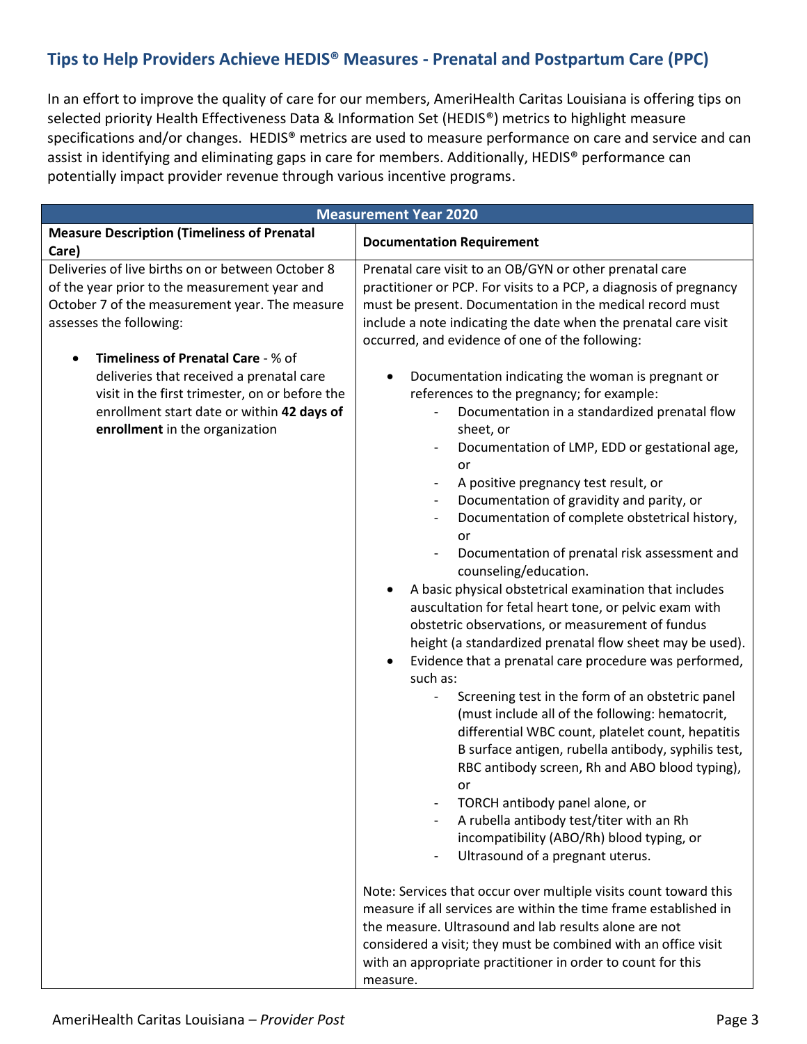## Tips to Help Providers Achieve HEDIS® Measures - Prenatal and Postpartum Care (PPC)

In an effort to improve the quality of care for our members, AmeriHealth Caritas Louisiana is offering tips on selected priority Health Effectiveness Data & Information Set (HEDIS®) metrics to highlight measure specifications and/or changes. HEDIS® metrics are used to measure performance on care and service and can assist in identifying and eliminating gaps in care for members. Additionally, HEDIS® performance can potentially impact provider revenue through various incentive programs.

| Measurement Year 2020 | |
|---|---|
| **Measure Description (Timeliness of Prenatal Care)** | **Documentation Requirement** |
| Deliveries of live births on or between October 8 of the year prior to the measurement year and October 7 of the measurement year. The measure assesses the following:<br><br>• **Timeliness of Prenatal Care** - % of deliveries that received a prenatal care visit in the first trimester, on or before the enrollment start date or within **42 days of enrollment** in the organization | Prenatal care visit to an OB/GYN or other prenatal care practitioner or PCP. For visits to a PCP, a diagnosis of pregnancy must be present. Documentation in the medical record must include a note indicating the date when the prenatal care visit occurred, and evidence of one of the following:<br><br>• Documentation indicating the woman is pregnant or references to the pregnancy; for example:<br>- Documentation in a standardized prenatal flow sheet, or<br>- Documentation of LMP, EDD or gestational age, or<br>- A positive pregnancy test result, or<br>- Documentation of gravidity and parity, or<br>- Documentation of complete obstetrical history, or<br>- Documentation of prenatal risk assessment and counseling/education.<br>• A basic physical obstetrical examination that includes auscultation for fetal heart tone, or pelvic exam with obstetric observations, or measurement of fundus height (a standardized prenatal flow sheet may be used).<br>• Evidence that a prenatal care procedure was performed, such as:<br>- Screening test in the form of an obstetric panel (must include all of the following: hematocrit, differential WBC count, platelet count, hepatitis B surface antigen, rubella antibody, syphilis test, RBC antibody screen, Rh and ABO blood typing), or<br>- TORCH antibody panel alone, or<br>- A rubella antibody test/titer with an Rh incompatibility (ABO/Rh) blood typing, or<br>- Ultrasound of a pregnant uterus.<br><br>Note: Services that occur over multiple visits count toward this measure if all services are within the time frame established in the measure. Ultrasound and lab results alone are not considered a visit; they must be combined with an office visit with an appropriate practitioner in order to count for this measure. |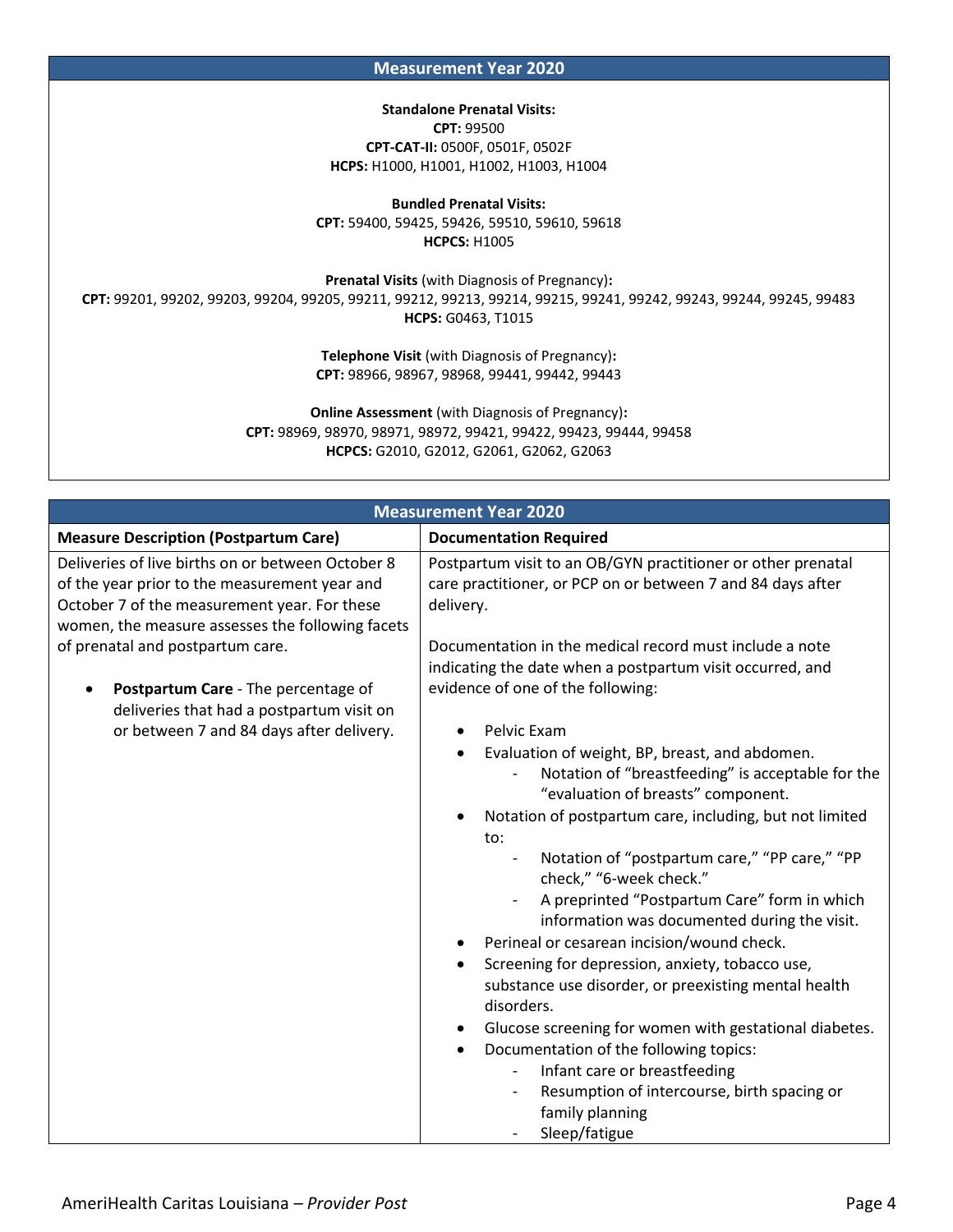| Measurement Year 2020 |
| --- |
| **Standalone Prenatal Visits:**<br>**CPT:** 99500<br>**CPT-CAT-II:** 0500F, 0501F, 0502F<br>**HCPS:** H1000, H1001, H1002, H1003, H1004<br><br>**Bundled Prenatal Visits:**<br>**CPT:** 59400, 59425, 59426, 59510, 59610, 59618<br>**HCPCS:** H1005<br><br>**Prenatal Visits** (with Diagnosis of Pregnancy)**:**<br>**CPT:** 99201, 99202, 99203, 99204, 99205, 99211, 99212, 99213, 99214, 99215, 99241, 99242, 99243, 99244, 99245, 99483<br>**HCPS:** G0463, T1015<br><br>**Telephone Visit** (with Diagnosis of Pregnancy)**:**<br>**CPT:** 98966, 98967, 98968, 99441, 99442, 99443<br><br>**Online Assessment** (with Diagnosis of Pregnancy)**:**<br>**CPT:** 98969, 98970, 98971, 98972, 99421, 99422, 99423, 99444, 99458<br>**HCPCS:** G2010, G2012, G2061, G2062, G2063 |

| Measurement Year 2020 | |
| --- | --- |
| **Measure Description (Postpartum Care)** | **Documentation Required** |
| Deliveries of live births on or between October 8 of the year prior to the measurement year and October 7 of the measurement year. For these women, the measure assesses the following facets of prenatal and postpartum care.<br><br>• **Postpartum Care** - The percentage of deliveries that had a postpartum visit on or between 7 and 84 days after delivery. | Postpartum visit to an OB/GYN practitioner or other prenatal care practitioner, or PCP on or between 7 and 84 days after delivery.<br><br>Documentation in the medical record must include a note indicating the date when a postpartum visit occurred, and evidence of one of the following:<br><br>• Pelvic Exam<br>• Evaluation of weight, BP, breast, and abdomen.<br>&nbsp;&nbsp;&nbsp;- Notation of "breastfeeding" is acceptable for the "evaluation of breasts" component.<br>• Notation of postpartum care, including, but not limited to:<br>&nbsp;&nbsp;&nbsp;- Notation of "postpartum care," "PP care," "PP check," "6-week check."<br>&nbsp;&nbsp;&nbsp;- A preprinted "Postpartum Care" form in which information was documented during the visit.<br>• Perineal or cesarean incision/wound check.<br>• Screening for depression, anxiety, tobacco use, substance use disorder, or preexisting mental health disorders.<br>• Glucose screening for women with gestational diabetes.<br>• Documentation of the following topics:<br>&nbsp;&nbsp;&nbsp;- Infant care or breastfeeding<br>&nbsp;&nbsp;&nbsp;- Resumption of intercourse, birth spacing or family planning<br>&nbsp;&nbsp;&nbsp;- Sleep/fatigue |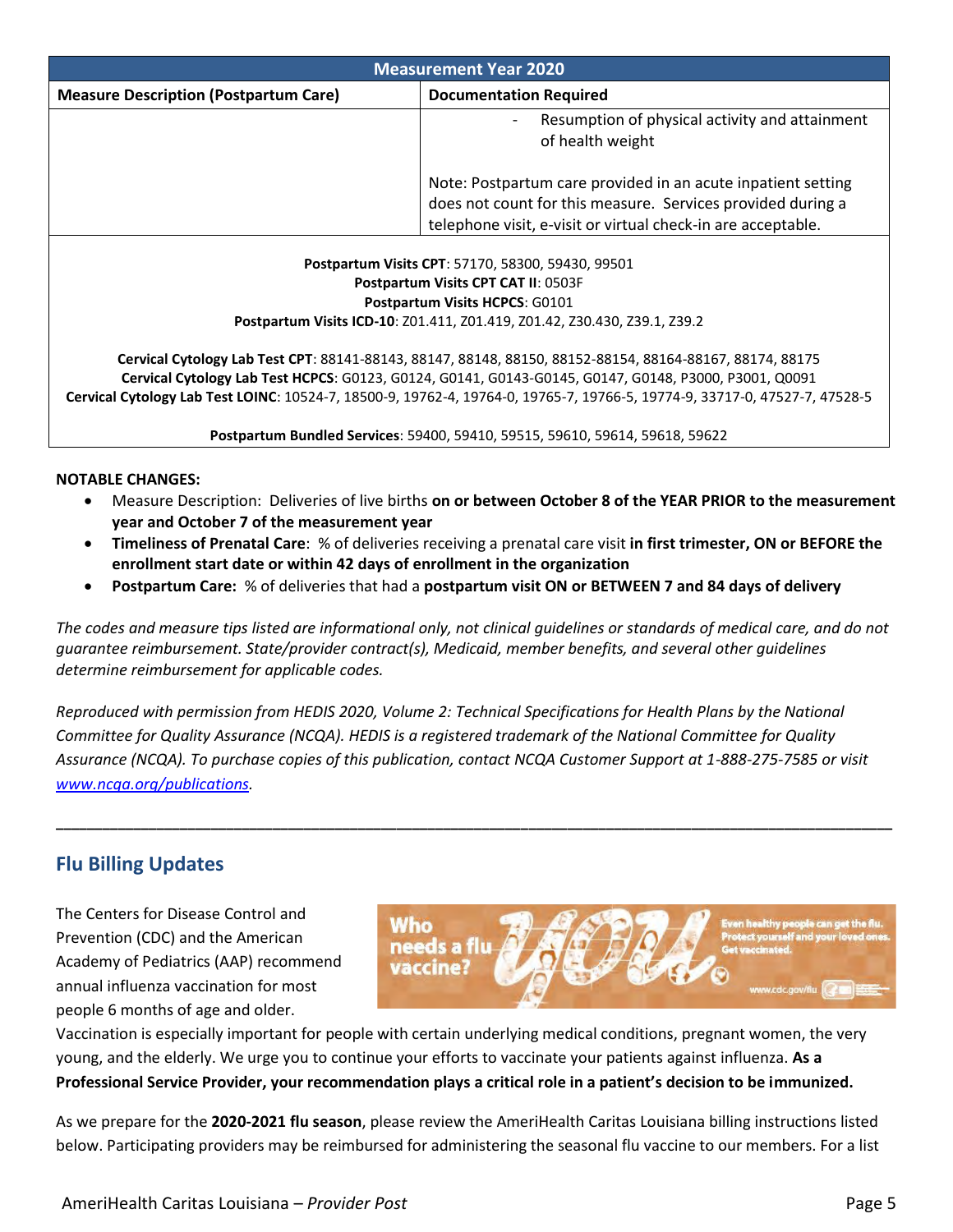| Measurement Year 2020 | |
|---|---|
| **Measure Description (Postpartum Care)** | **Documentation Required** |
| | - Resumption of physical activity and attainment of health weight<br><br>Note: Postpartum care provided in an acute inpatient setting does not count for this measure. Services provided during a telephone visit, e-visit or virtual check-in are acceptable. |
| **Postpartum Visits CPT**: 57170, 58300, 59430, 99501<br>**Postpartum Visits CPT CAT II**: 0503F<br>**Postpartum Visits HCPCS**: G0101<br>**Postpartum Visits ICD-10**: Z01.411, Z01.419, Z01.42, Z30.430, Z39.1, Z39.2<br><br>**Cervical Cytology Lab Test CPT**: 88141-88143, 88147, 88148, 88150, 88152-88154, 88164-88167, 88174, 88175<br>**Cervical Cytology Lab Test HCPCS**: G0123, G0124, G0141, G0143-G0145, G0147, G0148, P3000, P3001, Q0091<br>**Cervical Cytology Lab Test LOINC**: 10524-7, 18500-9, 19762-4, 19764-0, 19765-7, 19766-5, 19774-9, 33717-0, 47527-7, 47528-5<br><br>**Postpartum Bundled Services**: 59400, 59410, 59515, 59610, 59614, 59618, 59622 | |

**NOTABLE CHANGES:**

- Measure Description: Deliveries of live births **on or between October 8 of the YEAR PRIOR to the measurement year and October 7 of the measurement year**
- **Timeliness of Prenatal Care**: % of deliveries receiving a prenatal care visit **in first trimester, ON or BEFORE the enrollment start date or within 42 days of enrollment in the organization**
- **Postpartum Care:** % of deliveries that had a **postpartum visit ON or BETWEEN 7 and 84 days of delivery**

*The codes and measure tips listed are informational only, not clinical guidelines or standards of medical care, and do not guarantee reimbursement. State/provider contract(s), Medicaid, member benefits, and several other guidelines determine reimbursement for applicable codes.*

*Reproduced with permission from HEDIS 2020, Volume 2: Technical Specifications for Health Plans by the National Committee for Quality Assurance (NCQA). HEDIS is a registered trademark of the National Committee for Quality Assurance (NCQA). To purchase copies of this publication, contact NCQA Customer Support at 1-888-275-7585 or visit [www.ncqa.org/publications](www.ncqa.org/publications).*

---

## Flu Billing Updates

The Centers for Disease Control and Prevention (CDC) and the American Academy of Pediatrics (AAP) recommend annual influenza vaccination for most people 6 months of age and older. Vaccination is especially important for people with certain underlying medical conditions, pregnant women, the very young, and the elderly. We urge you to continue your efforts to vaccinate your patients against influenza. **As a Professional Service Provider, your recommendation plays a critical role in a patient's decision to be immunized.**

As we prepare for the **2020-2021 flu season**, please review the AmeriHealth Caritas Louisiana billing instructions listed below. Participating providers may be reimbursed for administering the seasonal flu vaccine to our members. For a list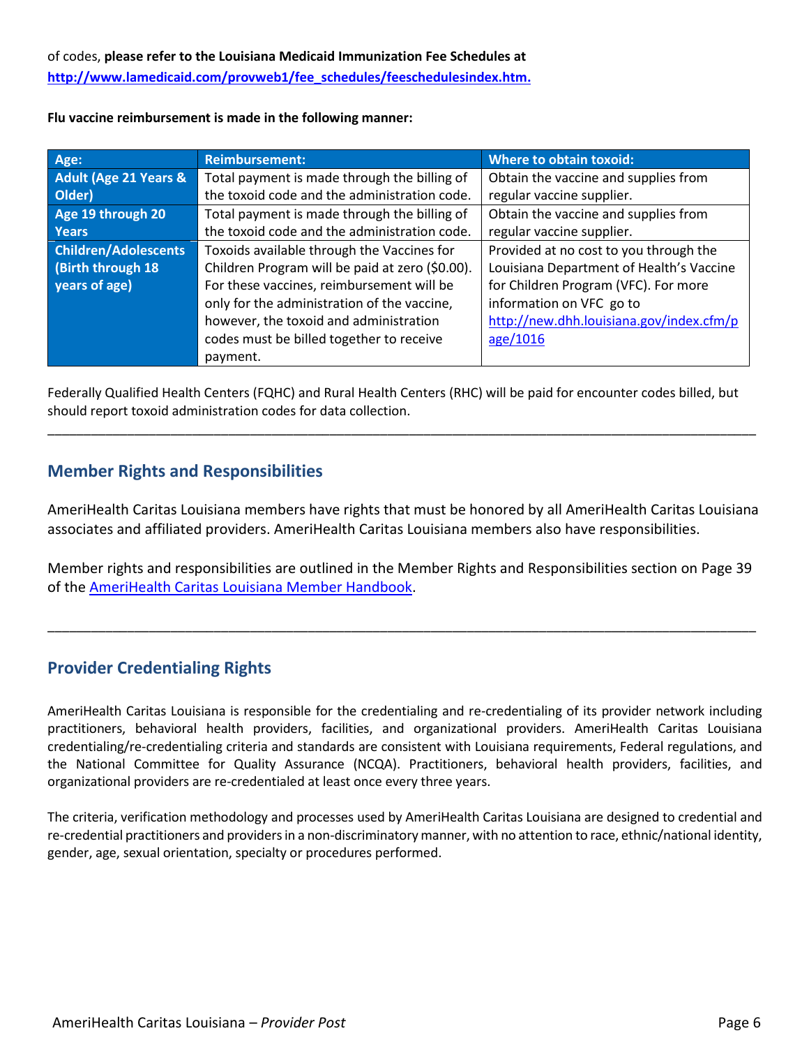of codes, **please refer to the Louisiana Medicaid Immunization Fee Schedules at [http://www.lamedicaid.com/provweb1/fee_schedules/feeschedulesindex.htm.](http://www.lamedicaid.com/provweb1/fee_schedules/feeschedulesindex.htm)**

**Flu vaccine reimbursement is made in the following manner:**

| Age: | Reimbursement: | Where to obtain toxoid: |
|---|---|---|
| **Adult (Age 21 Years & Older)** | Total payment is made through the billing of the toxoid code and the administration code. | Obtain the vaccine and supplies from regular vaccine supplier. |
| **Age 19 through 20 Years** | Total payment is made through the billing of the toxoid code and the administration code. | Obtain the vaccine and supplies from regular vaccine supplier. |
| **Children/Adolescents (Birth through 18 years of age)** | Toxoids available through the Vaccines for Children Program will be paid at zero ($0.00). For these vaccines, reimbursement will be only for the administration of the vaccine, however, the toxoid and administration codes must be billed together to receive payment. | Provided at no cost to you through the Louisiana Department of Health's Vaccine for Children Program (VFC). For more information on VFC go to [http://new.dhh.louisiana.gov/index.cfm/page/1016](http://new.dhh.louisiana.gov/index.cfm/page/1016) |

Federally Qualified Health Centers (FQHC) and Rural Health Centers (RHC) will be paid for encounter codes billed, but should report toxoid administration codes for data collection.

---

## Member Rights and Responsibilities

AmeriHealth Caritas Louisiana members have rights that must be honored by all AmeriHealth Caritas Louisiana associates and affiliated providers. AmeriHealth Caritas Louisiana members also have responsibilities.

Member rights and responsibilities are outlined in the Member Rights and Responsibilities section on Page 39 of the AmeriHealth Caritas Louisiana Member Handbook.

---

## Provider Credentialing Rights

AmeriHealth Caritas Louisiana is responsible for the credentialing and re-credentialing of its provider network including practitioners, behavioral health providers, facilities, and organizational providers. AmeriHealth Caritas Louisiana credentialing/re-credentialing criteria and standards are consistent with Louisiana requirements, Federal regulations, and the National Committee for Quality Assurance (NCQA). Practitioners, behavioral health providers, facilities, and organizational providers are re-credentialed at least once every three years.

The criteria, verification methodology and processes used by AmeriHealth Caritas Louisiana are designed to credential and re-credential practitioners and providers in a non-discriminatory manner, with no attention to race, ethnic/national identity, gender, age, sexual orientation, specialty or procedures performed.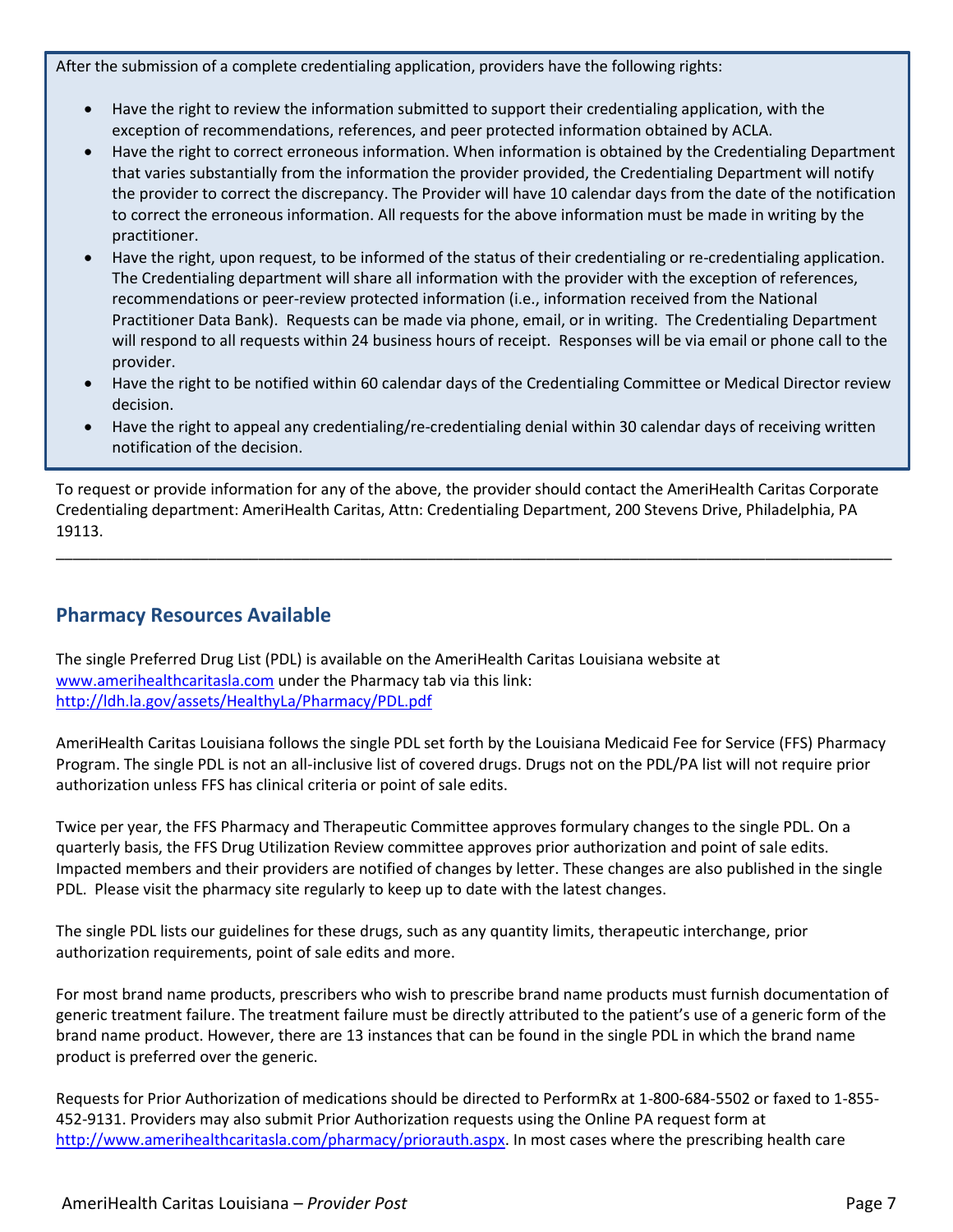After the submission of a complete credentialing application, providers have the following rights:

- Have the right to review the information submitted to support their credentialing application, with the exception of recommendations, references, and peer protected information obtained by ACLA.
- Have the right to correct erroneous information. When information is obtained by the Credentialing Department that varies substantially from the information the provider provided, the Credentialing Department will notify the provider to correct the discrepancy. The Provider will have 10 calendar days from the date of the notification to correct the erroneous information. All requests for the above information must be made in writing by the practitioner.
- Have the right, upon request, to be informed of the status of their credentialing or re-credentialing application. The Credentialing department will share all information with the provider with the exception of references, recommendations or peer-review protected information (i.e., information received from the National Practitioner Data Bank). Requests can be made via phone, email, or in writing. The Credentialing Department will respond to all requests within 24 business hours of receipt. Responses will be via email or phone call to the provider.
- Have the right to be notified within 60 calendar days of the Credentialing Committee or Medical Director review decision.
- Have the right to appeal any credentialing/re-credentialing denial within 30 calendar days of receiving written notification of the decision.

To request or provide information for any of the above, the provider should contact the AmeriHealth Caritas Corporate Credentialing department: AmeriHealth Caritas, Attn: Credentialing Department, 200 Stevens Drive, Philadelphia, PA 19113.

---

## Pharmacy Resources Available

The single Preferred Drug List (PDL) is available on the AmeriHealth Caritas Louisiana website at www.amerihealthcaritasla.com under the Pharmacy tab via this link: http://ldh.la.gov/assets/HealthyLa/Pharmacy/PDL.pdf

AmeriHealth Caritas Louisiana follows the single PDL set forth by the Louisiana Medicaid Fee for Service (FFS) Pharmacy Program. The single PDL is not an all-inclusive list of covered drugs. Drugs not on the PDL/PA list will not require prior authorization unless FFS has clinical criteria or point of sale edits.

Twice per year, the FFS Pharmacy and Therapeutic Committee approves formulary changes to the single PDL. On a quarterly basis, the FFS Drug Utilization Review committee approves prior authorization and point of sale edits. Impacted members and their providers are notified of changes by letter. These changes are also published in the single PDL. Please visit the pharmacy site regularly to keep up to date with the latest changes.

The single PDL lists our guidelines for these drugs, such as any quantity limits, therapeutic interchange, prior authorization requirements, point of sale edits and more.

For most brand name products, prescribers who wish to prescribe brand name products must furnish documentation of generic treatment failure. The treatment failure must be directly attributed to the patient's use of a generic form of the brand name product. However, there are 13 instances that can be found in the single PDL in which the brand name product is preferred over the generic.

Requests for Prior Authorization of medications should be directed to PerformRx at 1-800-684-5502 or faxed to 1-855-452-9131. Providers may also submit Prior Authorization requests using the Online PA request form at http://www.amerihealthcaritasla.com/pharmacy/priorauth.aspx. In most cases where the prescribing health care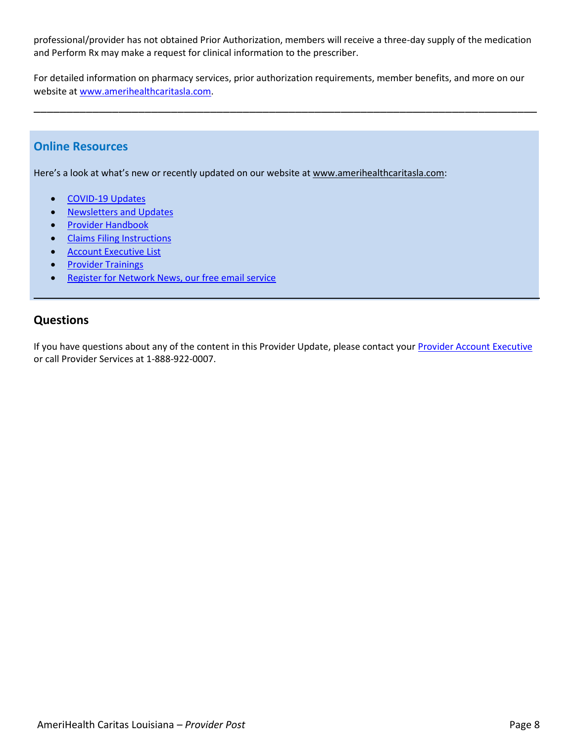professional/provider has not obtained Prior Authorization, members will receive a three-day supply of the medication and Perform Rx may make a request for clinical information to the prescriber.

For detailed information on pharmacy services, prior authorization requirements, member benefits, and more on our website at www.amerihealthcaritasla.com.

---

## Online Resources

Here's a look at what's new or recently updated on our website at www.amerihealthcaritasla.com:

- COVID-19 Updates
- Newsletters and Updates
- Provider Handbook
- Claims Filing Instructions
- Account Executive List
- Provider Trainings
- Register for Network News, our free email service

---

## Questions

If you have questions about any of the content in this Provider Update, please contact your Provider Account Executive or call Provider Services at 1-888-922-0007.